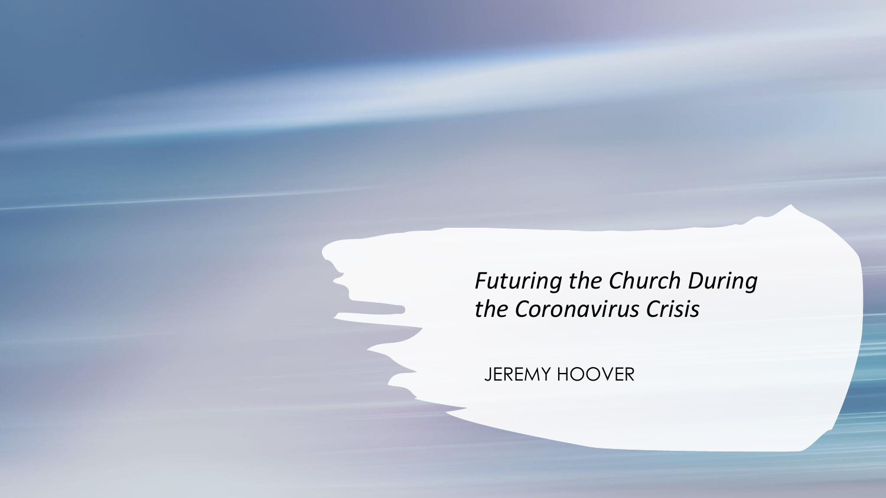# *Futuring the Church During the Coronavirus Crisis*

JEREMY HOOVER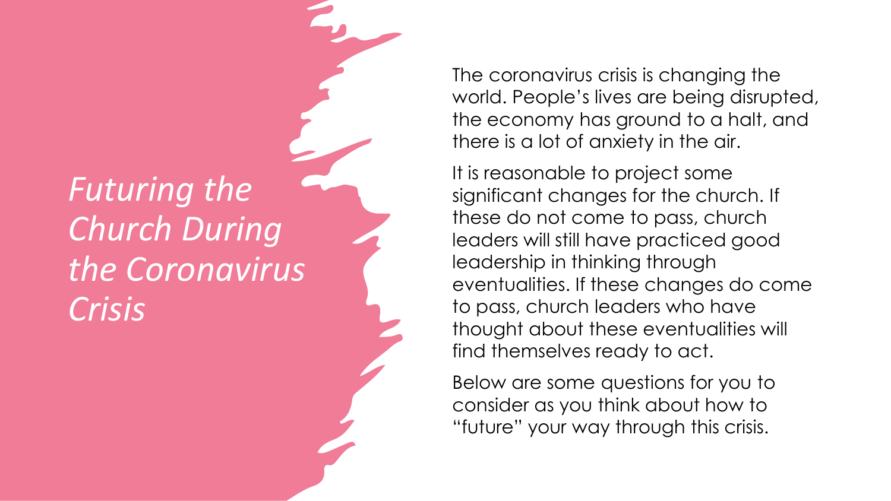# *Futuring the Church During the Coronavirus Crisis*

The coronavirus crisis is changing the world. People's lives are being disrupted, the economy has ground to a halt, and there is a lot of anxiety in the air.

It is reasonable to project some significant changes for the church. If these do not come to pass, church leaders will still have practiced good leadership in thinking through eventualities. If these changes do come to pass, church leaders who have thought about these eventualities will find themselves ready to act.

Below are some questions for you to consider as you think about how to "future" your way through this crisis.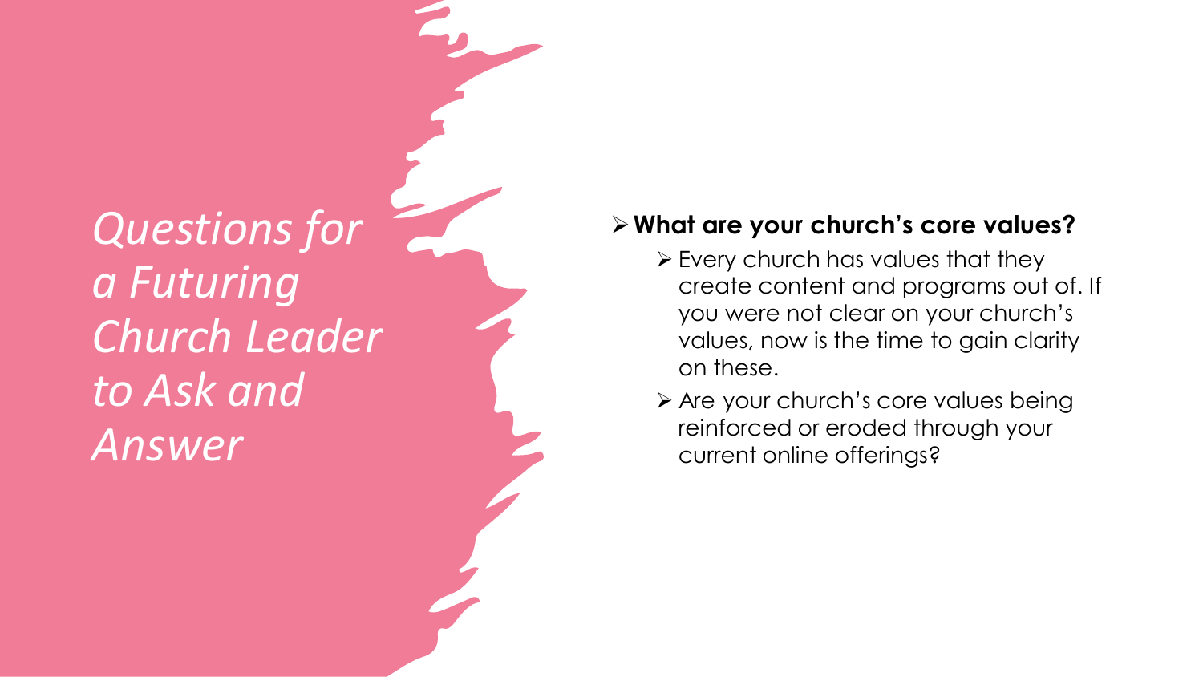# *Questions for a Futuring Church Leader to Ask and Answer*

- **What are your church's core values?**
  - Every church has values that they create content and programs out of. If you were not clear on your church's values, now is the time to gain clarity on these.
  - Are your church's core values being reinforced or eroded through your current online offerings?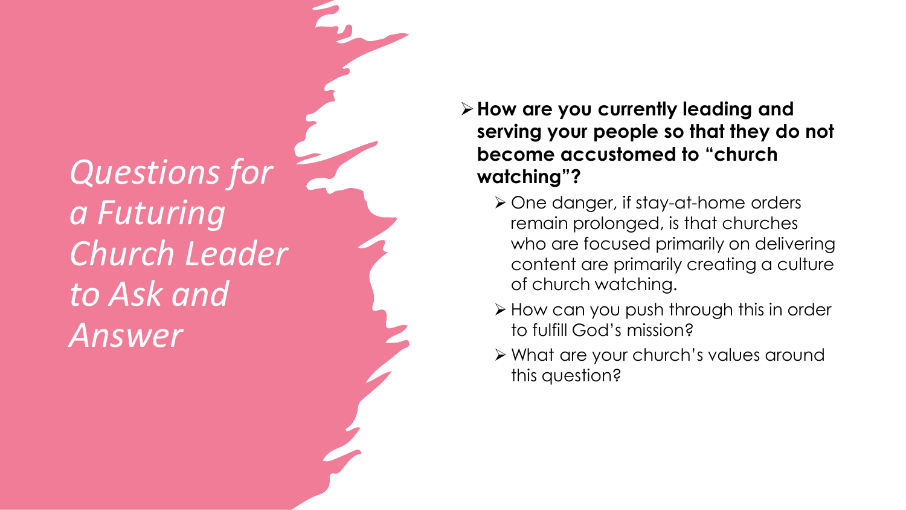# *Questions for a Futuring Church Leader to Ask and Answer*

- **How are you currently leading and serving your people so that they do not become accustomed to "church watching"?**
  - One danger, if stay-at-home orders remain prolonged, is that churches who are focused primarily on delivering content are primarily creating a culture of church watching.
  - How can you push through this in order to fulfill God's mission?
  - What are your church's values around this question?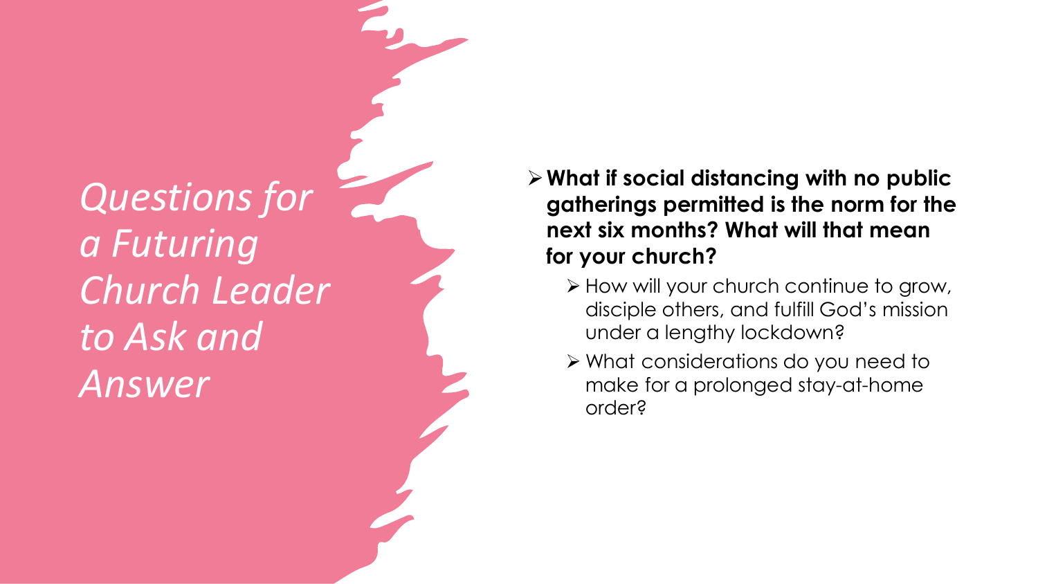# *Questions for a Futuring Church Leader to Ask and Answer*

- **What if social distancing with no public gatherings permitted is the norm for the next six months? What will that mean for your church?**
  - How will your church continue to grow, disciple others, and fulfill God's mission under a lengthy lockdown?
  - What considerations do you need to make for a prolonged stay-at-home order?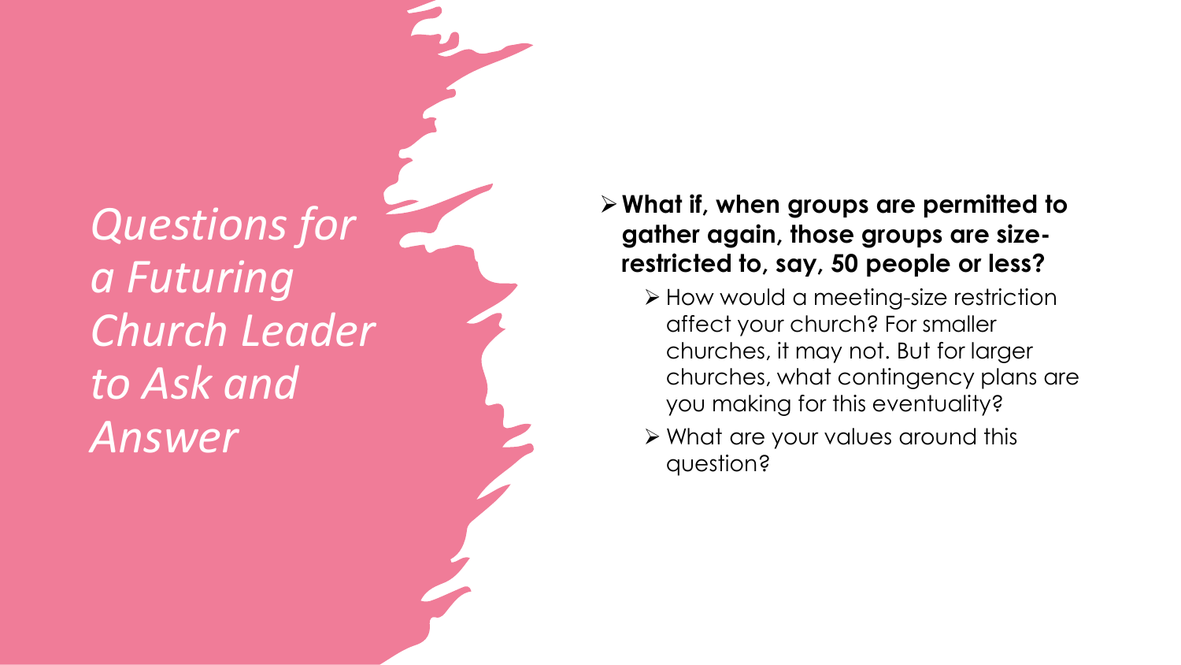# *Questions for a Futuring Church Leader to Ask and Answer*

- **What if, when groups are permitted to gather again, those groups are size-restricted to, say, 50 people or less?**
  - How would a meeting-size restriction affect your church? For smaller churches, it may not. But for larger churches, what contingency plans are you making for this eventuality?
  - What are your values around this question?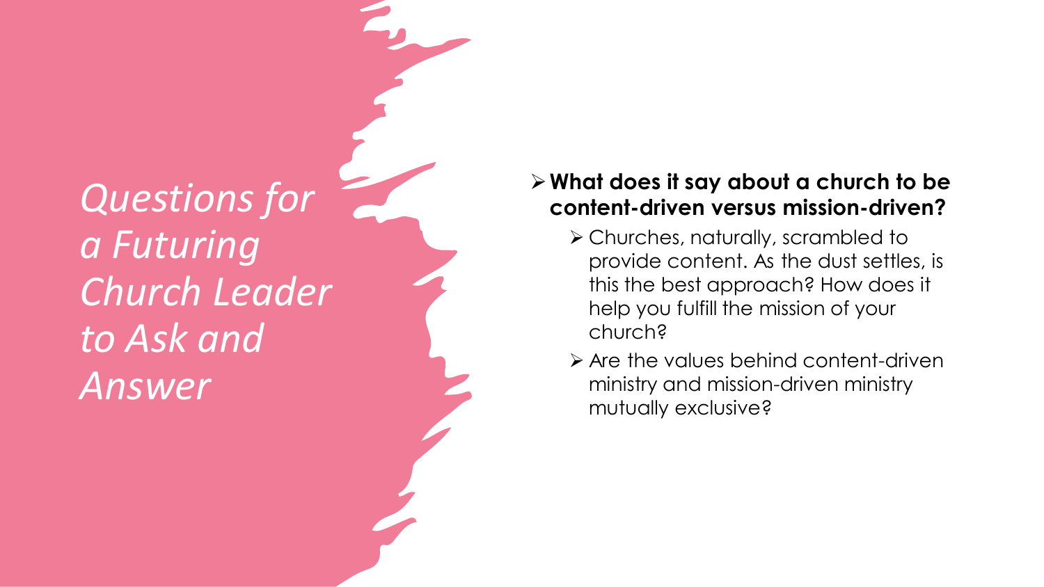# *Questions for a Futuring Church Leader to Ask and Answer*

- **What does it say about a church to be content-driven versus mission-driven?**
  - Churches, naturally, scrambled to provide content. As the dust settles, is this the best approach? How does it help you fulfill the mission of your church?
  - Are the values behind content-driven ministry and mission-driven ministry mutually exclusive?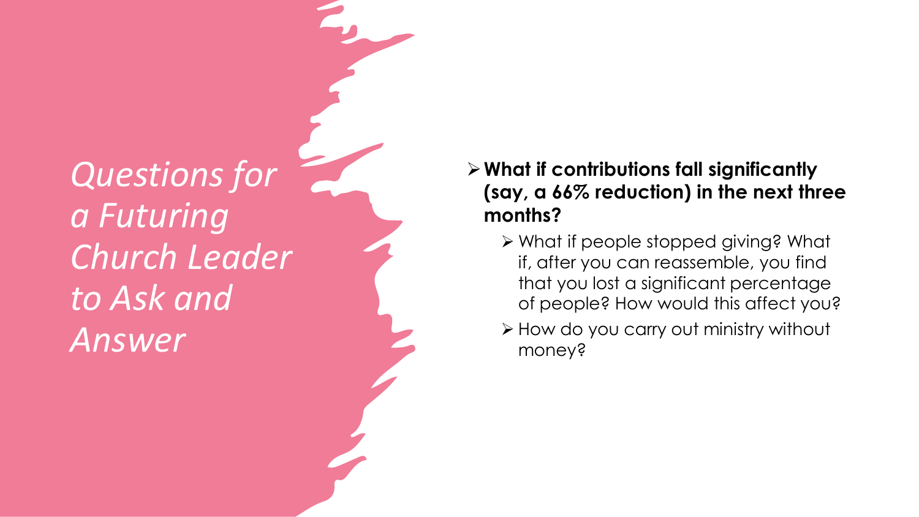# *Questions for a Futuring Church Leader to Ask and Answer*

- **What if contributions fall significantly (say, a 66% reduction) in the next three months?**
  - What if people stopped giving? What if, after you can reassemble, you find that you lost a significant percentage of people? How would this affect you?
  - How do you carry out ministry without money?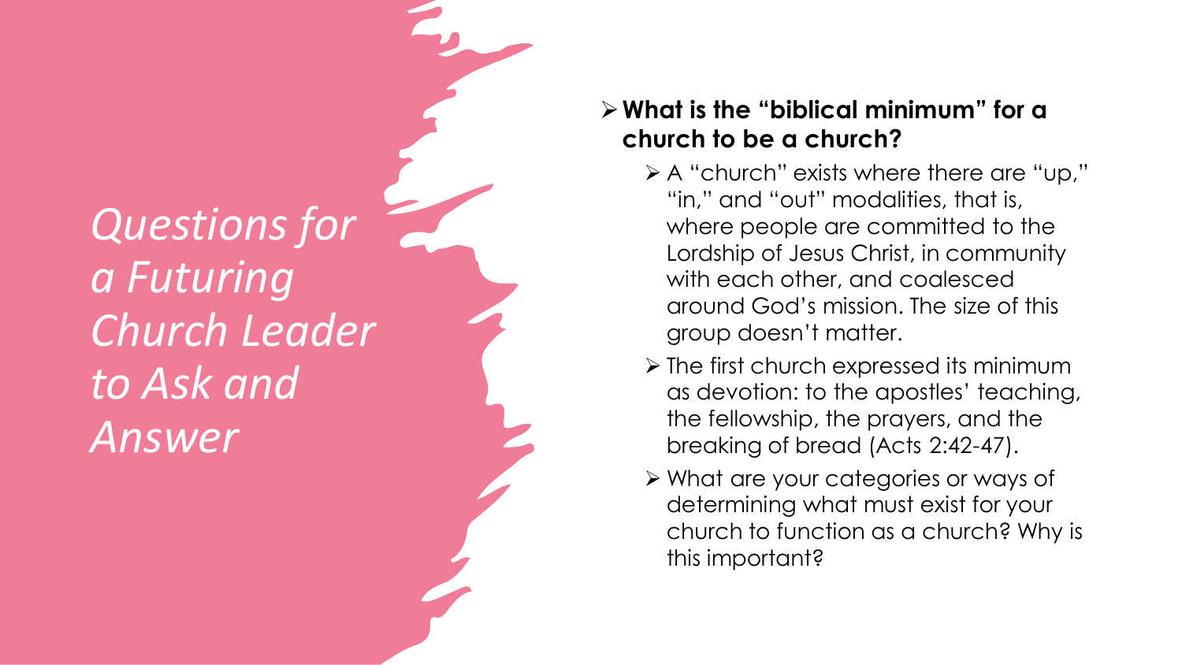# *Questions for a Futuring Church Leader to Ask and Answer*

- **What is the "biblical minimum" for a church to be a church?**
  - A "church" exists where there are "up," "in," and "out" modalities, that is, where people are committed to the Lordship of Jesus Christ, in community with each other, and coalesced around God's mission. The size of this group doesn't matter.
  - The first church expressed its minimum as devotion: to the apostles' teaching, the fellowship, the prayers, and the breaking of bread (Acts 2:42-47).
  - What are your categories or ways of determining what must exist for your church to function as a church? Why is this important?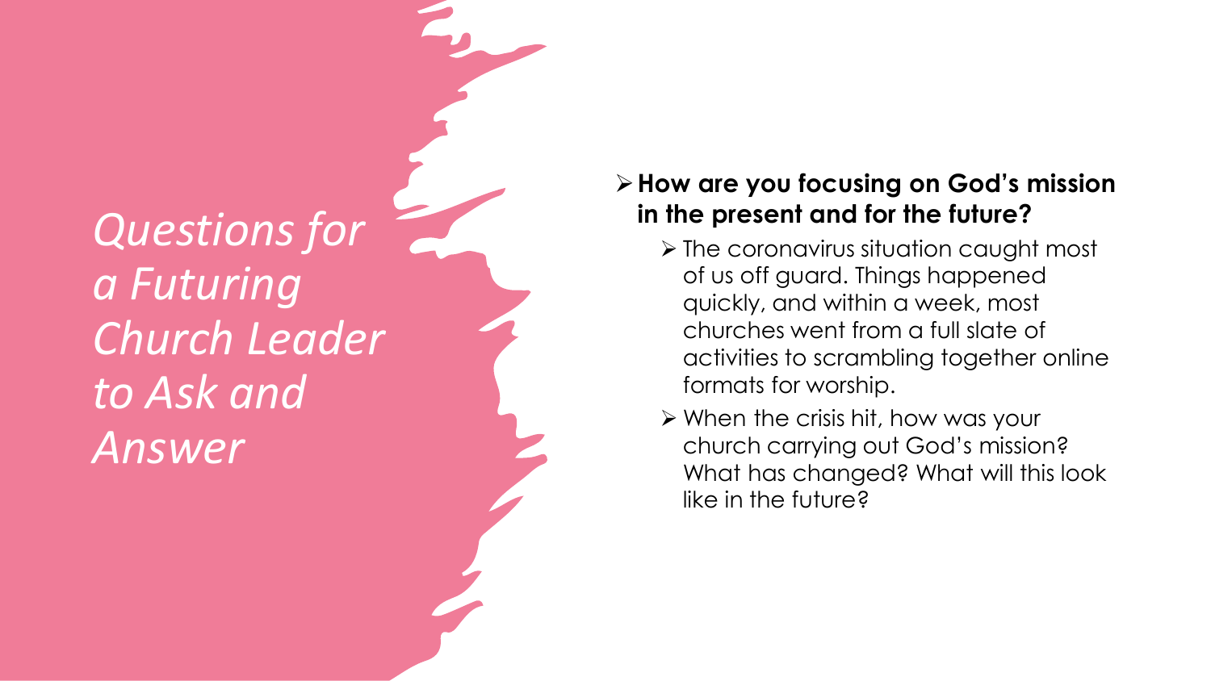# *Questions for a Futuring Church Leader to Ask and Answer*

- **How are you focusing on God's mission in the present and for the future?**
  - The coronavirus situation caught most of us off guard. Things happened quickly, and within a week, most churches went from a full slate of activities to scrambling together online formats for worship.
  - When the crisis hit, how was your church carrying out God's mission? What has changed? What will this look like in the future?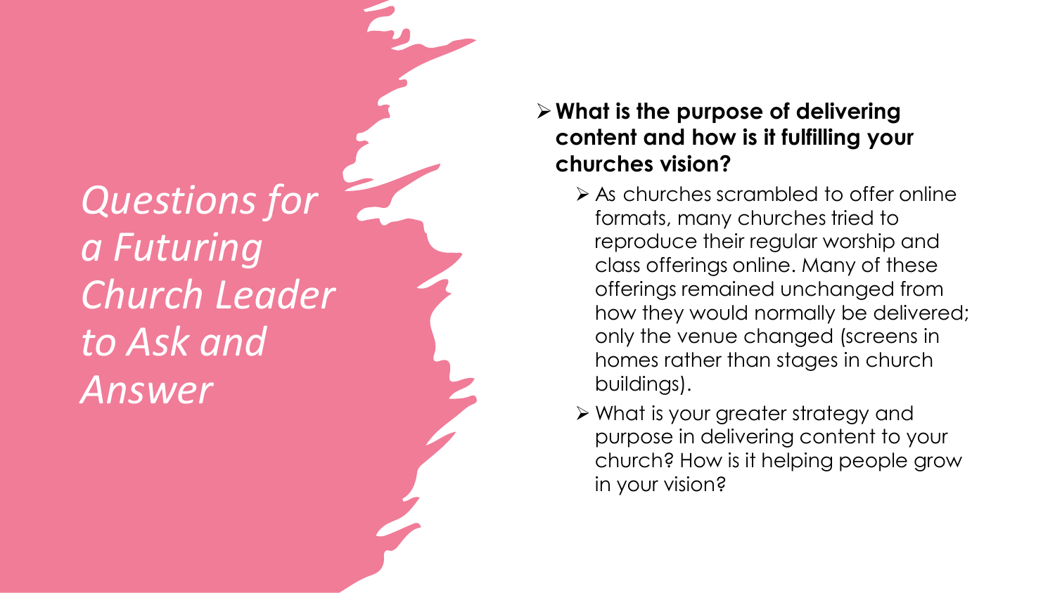# *Questions for a Futuring Church Leader to Ask and Answer*

- **What is the purpose of delivering content and how is it fulfilling your churches vision?**
  - As churches scrambled to offer online formats, many churches tried to reproduce their regular worship and class offerings online. Many of these offerings remained unchanged from how they would normally be delivered; only the venue changed (screens in homes rather than stages in church buildings).
  - What is your greater strategy and purpose in delivering content to your church? How is it helping people grow in your vision?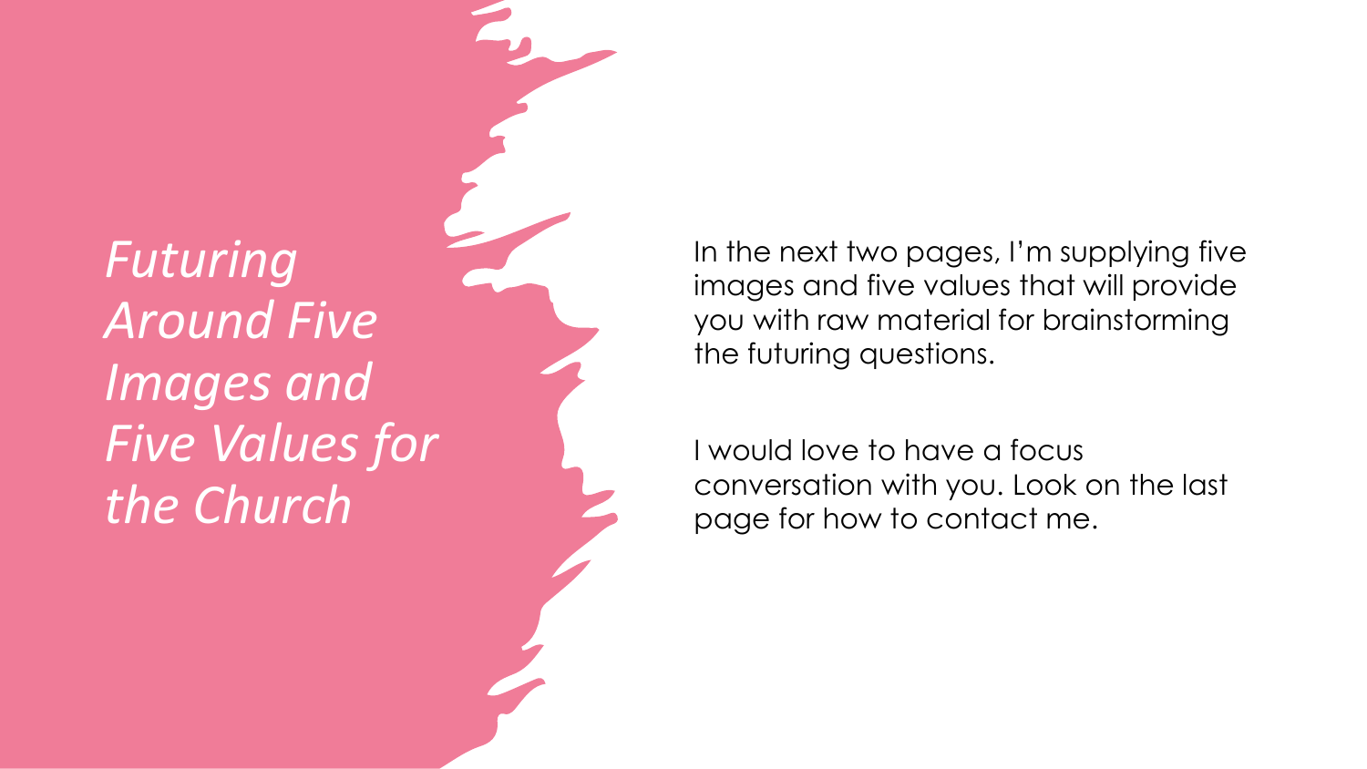# *Futuring Around Five Images and Five Values for the Church*

In the next two pages, I'm supplying five images and five values that will provide you with raw material for brainstorming the futuring questions.

I would love to have a focus conversation with you. Look on the last page for how to contact me.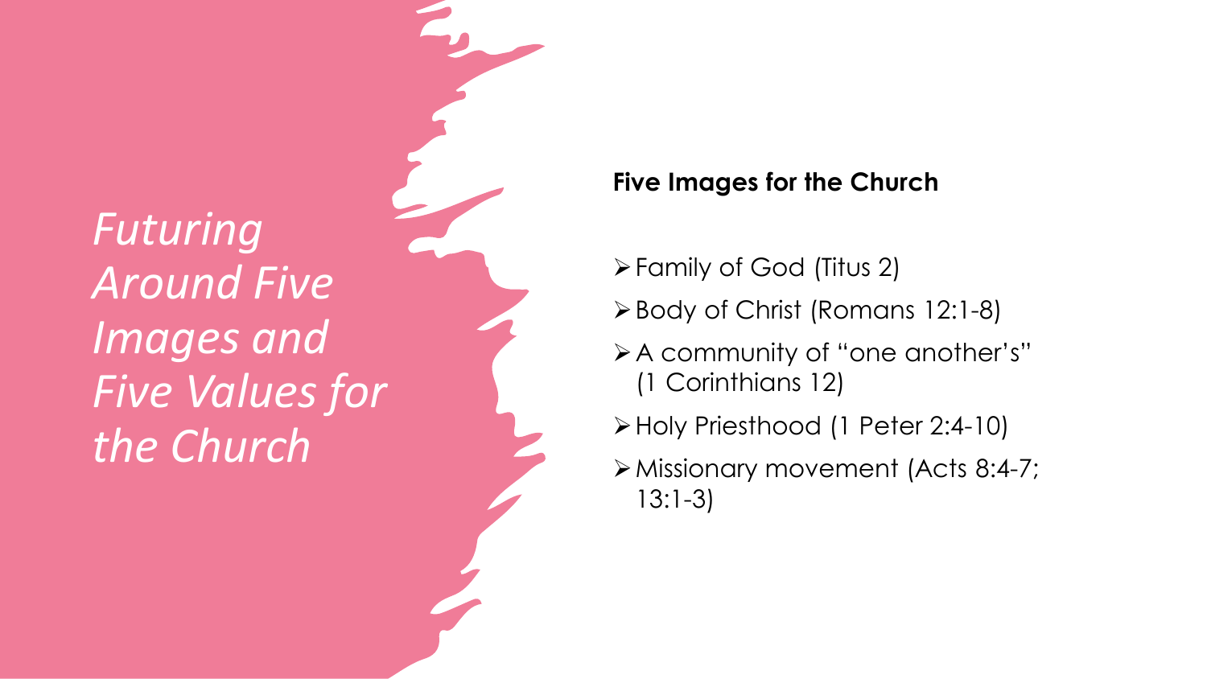# *Futuring Around Five Images and Five Values for the Church*

**Five Images for the Church**

- Family of God (Titus 2)
- Body of Christ (Romans 12:1-8)
- A community of "one another's" (1 Corinthians 12)
- Holy Priesthood (1 Peter 2:4-10)
- Missionary movement (Acts 8:4-7; 13:1-3)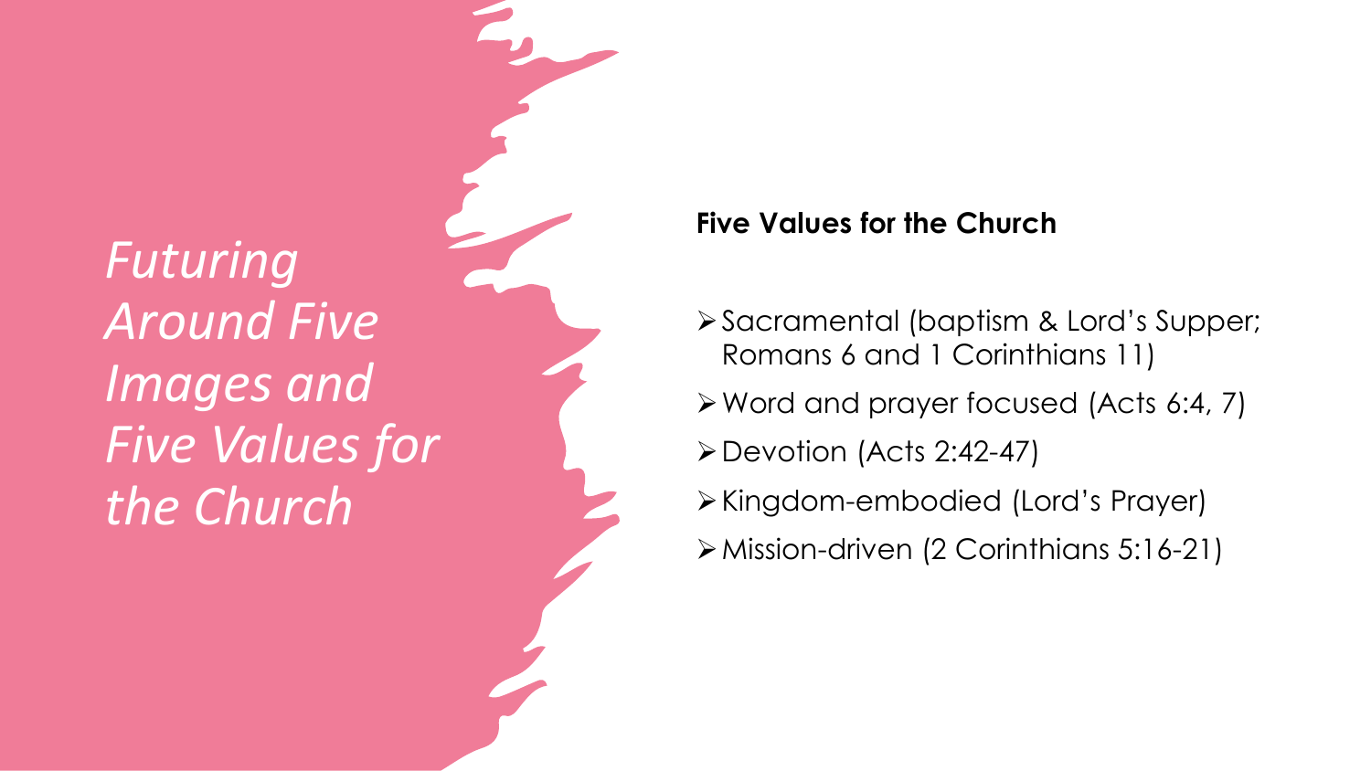# *Futuring Around Five Images and Five Values for the Church*

**Five Values for the Church**

- Sacramental (baptism & Lord's Supper; Romans 6 and 1 Corinthians 11)
- Word and prayer focused (Acts 6:4, 7)
- Devotion (Acts 2:42-47)
- Kingdom-embodied (Lord's Prayer)
- Mission-driven (2 Corinthians 5:16-21)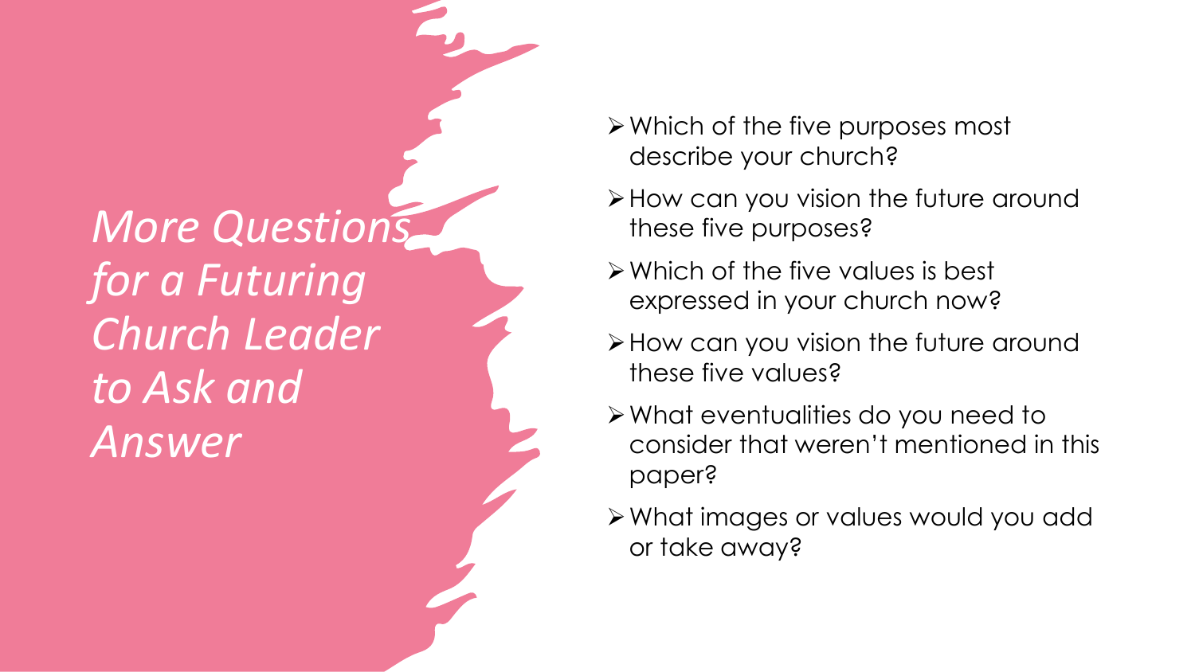# *More Questions for a Futuring Church Leader to Ask and Answer*

- Which of the five purposes most describe your church?
- How can you vision the future around these five purposes?
- Which of the five values is best expressed in your church now?
- How can you vision the future around these five values?
- What eventualities do you need to consider that weren't mentioned in this paper?
- What images or values would you add or take away?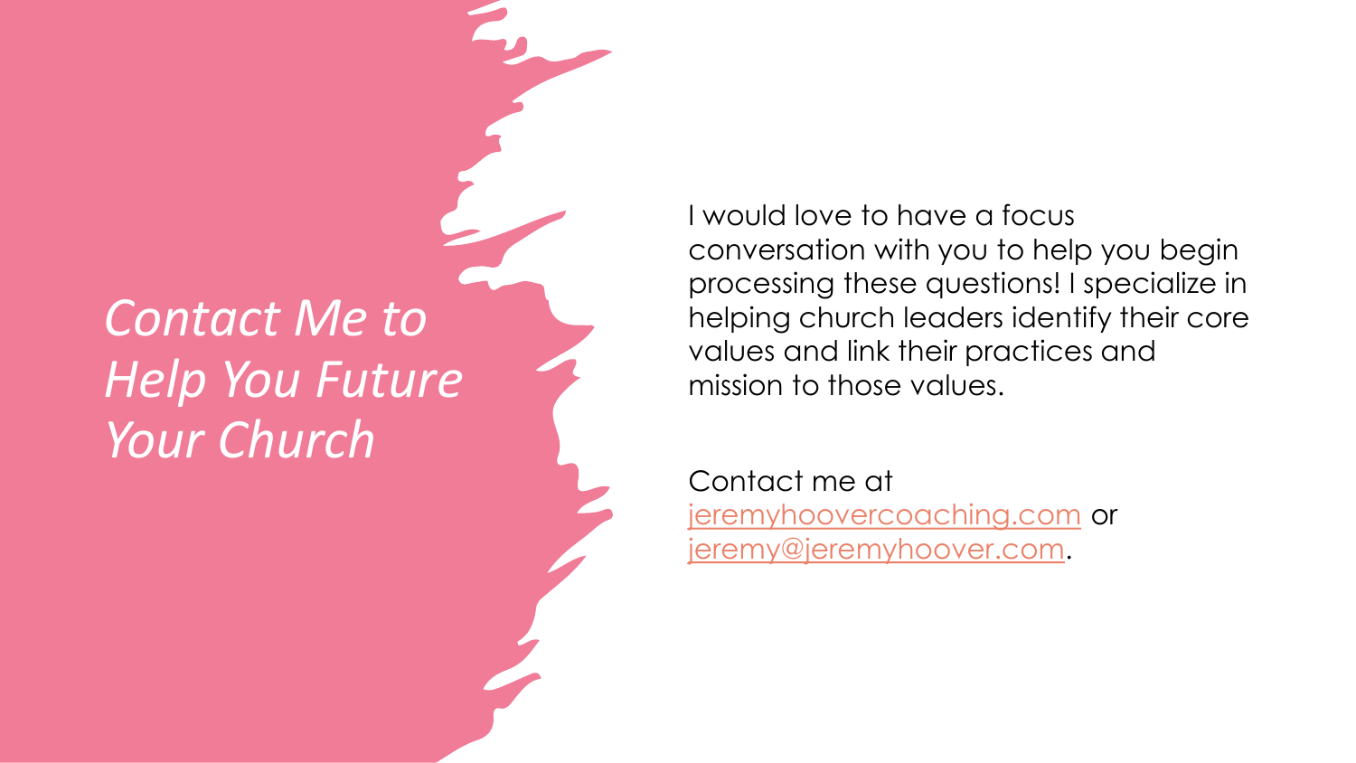# *Contact Me to Help You Future Your Church*

I would love to have a focus conversation with you to help you begin processing these questions! I specialize in helping church leaders identify their core values and link their practices and mission to those values.

Contact me at jeremyhoovercoaching.com or jeremy@jeremyhoover.com.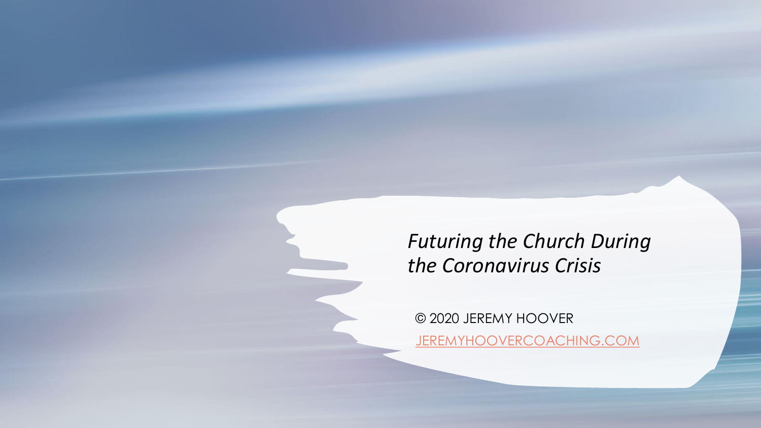*Futuring the Church During the Coronavirus Crisis*

© 2020 JEREMY HOOVER

JEREMYHOOVERCOACHING.COM